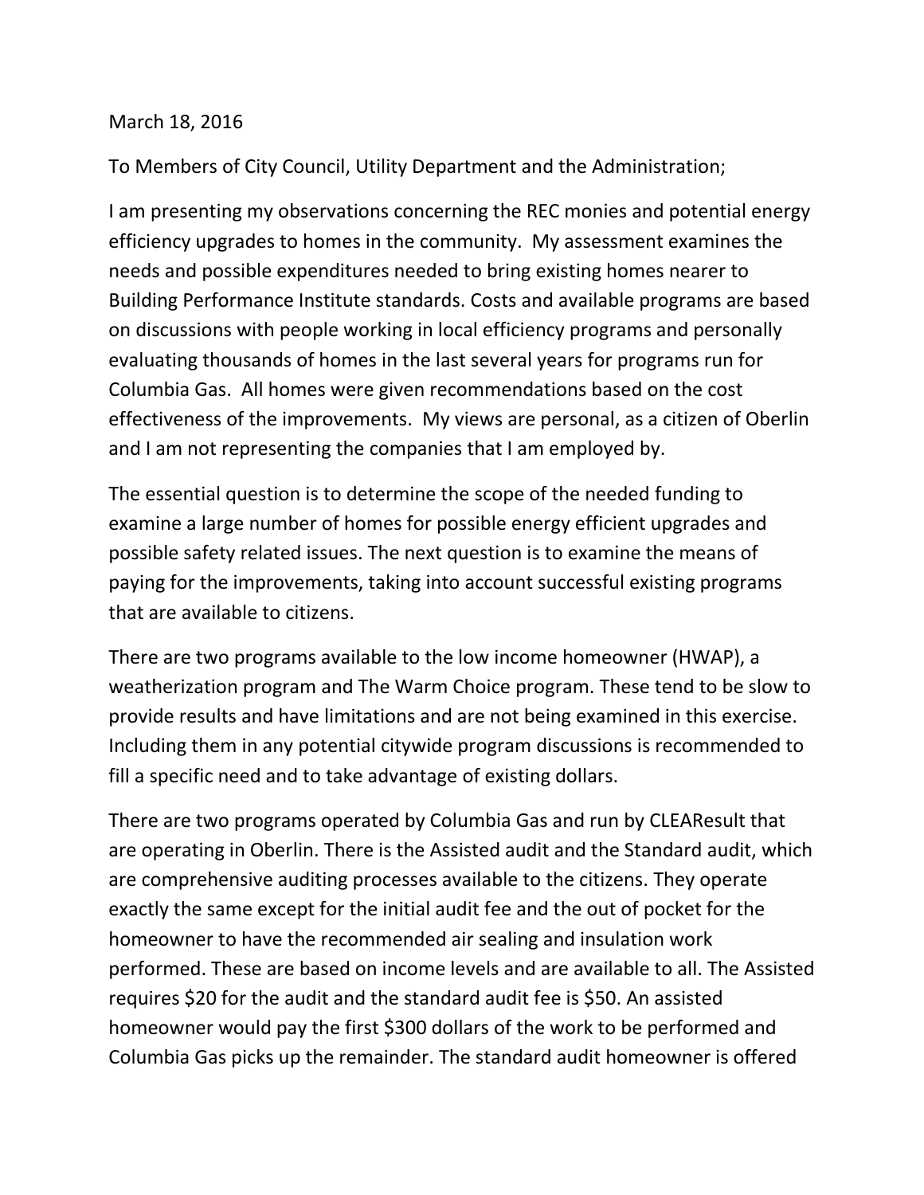March 18, 2016

To Members of City Council, Utility Department and the Administration;

I am presenting my observations concerning the REC monies and potential energy efficiency upgrades to homes in the community. My assessment examines the needs and possible expenditures needed to bring existing homes nearer to Building Performance Institute standards. Costs and available programs are based on discussions with people working in local efficiency programs and personally evaluating thousands of homes in the last several years for programs run for Columbia Gas. All homes were given recommendations based on the cost effectiveness of the improvements. My views are personal, as a citizen of Oberlin and I am not representing the companies that I am employed by.

The essential question is to determine the scope of the needed funding to examine a large number of homes for possible energy efficient upgrades and possible safety related issues. The next question is to examine the means of paying for the improvements, taking into account successful existing programs that are available to citizens.

There are two programs available to the low income homeowner (HWAP), a weatherization program and The Warm Choice program. These tend to be slow to provide results and have limitations and are not being examined in this exercise. Including them in any potential citywide program discussions is recommended to fill a specific need and to take advantage of existing dollars.

There are two programs operated by Columbia Gas and run by CLEAResult that are operating in Oberlin. There is the Assisted audit and the Standard audit, which are comprehensive auditing processes available to the citizens. They operate exactly the same except for the initial audit fee and the out of pocket for the homeowner to have the recommended air sealing and insulation work performed. These are based on income levels and are available to all. The Assisted requires $20 for the audit and the standard audit fee is $50. An assisted homeowner would pay the first $300 dollars of the work to be performed and Columbia Gas picks up the remainder. The standard audit homeowner is offered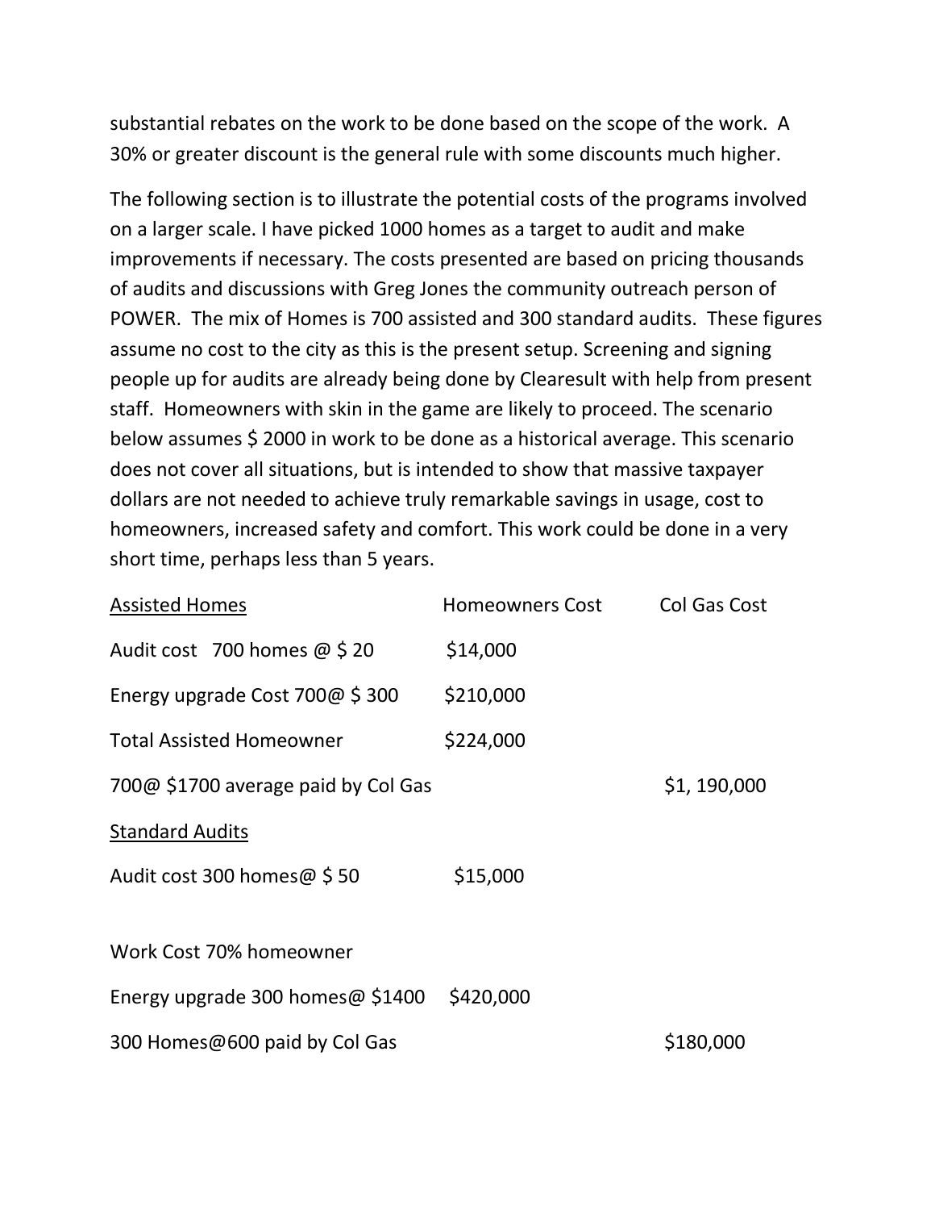substantial rebates on the work to be done based on the scope of the work. A 30% or greater discount is the general rule with some discounts much higher.

The following section is to illustrate the potential costs of the programs involved on a larger scale. I have picked 1000 homes as a target to audit and make improvements if necessary. The costs presented are based on pricing thousands of audits and discussions with Greg Jones the community outreach person of POWER. The mix of Homes is 700 assisted and 300 standard audits. These figures assume no cost to the city as this is the present setup. Screening and signing people up for audits are already being done by Clearesult with help from present staff. Homeowners with skin in the game are likely to proceed. The scenario below assumes $ 2000 in work to be done as a historical average. This scenario does not cover all situations, but is intended to show that massive taxpayer dollars are not needed to achieve truly remarkable savings in usage, cost to homeowners, increased safety and comfort. This work could be done in a very short time, perhaps less than 5 years.

| <u>Assisted Homes</u> | Homeowners Cost | Col Gas Cost |
|---|---|---|
| Audit cost 700 homes @ $ 20 | $14,000 | |
| Energy upgrade Cost 700@ $ 300 | $210,000 | |
| Total Assisted Homeowner | $224,000 | |
| 700@ $1700 average paid by Col Gas | | $1, 190,000 |
| <u>Standard Audits</u> | | |
| Audit cost 300 homes@ $ 50 | $15,000 | |
| Work Cost 70% homeowner | | |
| Energy upgrade 300 homes@ $1400 | $420,000 | |
| 300 Homes@600 paid by Col Gas | | $180,000 |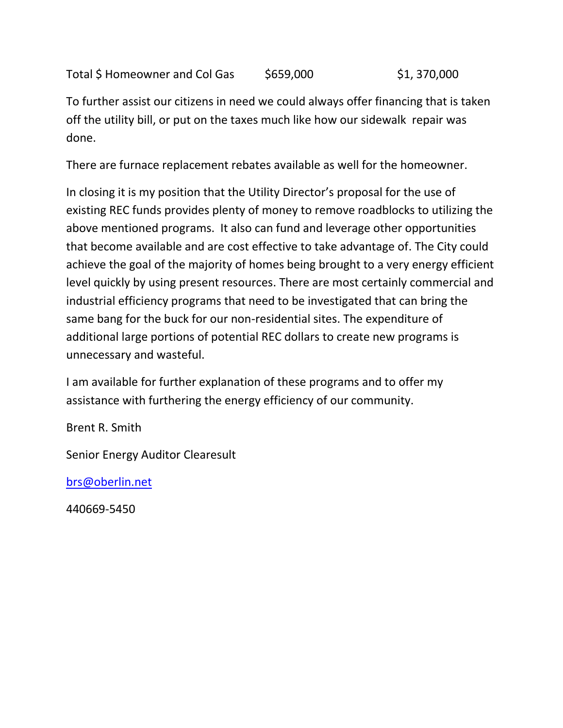| | | |
|---|---|---|
| Total $ Homeowner and Col Gas | $659,000 | $1, 370,000 |

To further assist our citizens in need we could always offer financing that is taken off the utility bill, or put on the taxes much like how our sidewalk repair was done.

There are furnace replacement rebates available as well for the homeowner.

In closing it is my position that the Utility Director's proposal for the use of existing REC funds provides plenty of money to remove roadblocks to utilizing the above mentioned programs. It also can fund and leverage other opportunities that become available and are cost effective to take advantage of. The City could achieve the goal of the majority of homes being brought to a very energy efficient level quickly by using present resources. There are most certainly commercial and industrial efficiency programs that need to be investigated that can bring the same bang for the buck for our non-residential sites. The expenditure of additional large portions of potential REC dollars to create new programs is unnecessary and wasteful.

I am available for further explanation of these programs and to offer my assistance with furthering the energy efficiency of our community.

Brent R. Smith

Senior Energy Auditor Clearesult

brs@oberlin.net

440669-5450